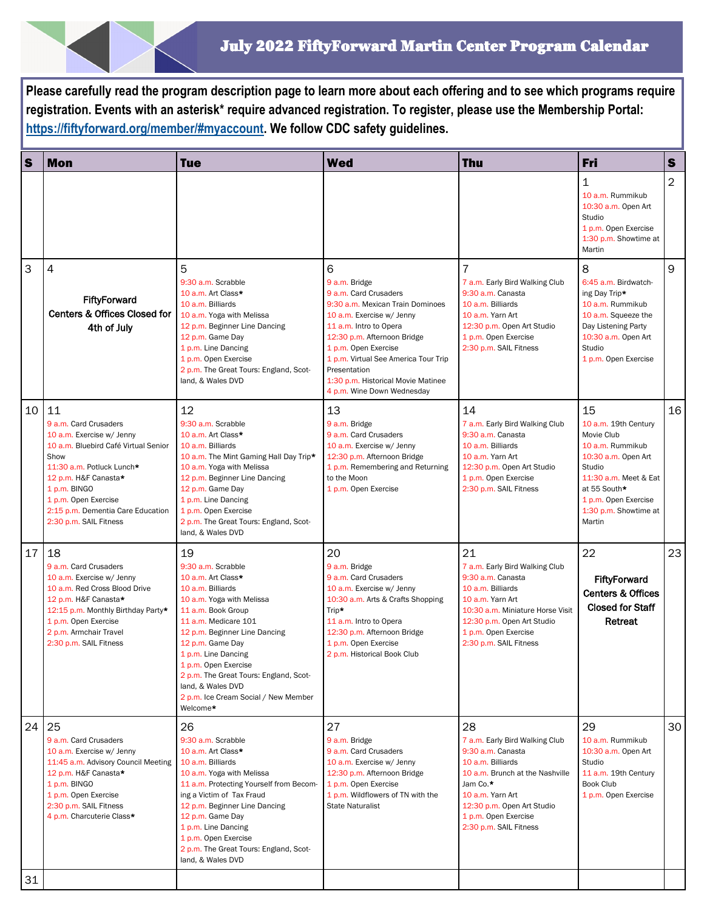# July 2022 FiftyForward Martin Center Program Calendar

**Please carefully read the program description page to learn more about each offering and to see which programs require registration. Events with an asterisk* require advanced registration. To register, please use the Membership Portal: [https://fiftyforward.org/member/#myaccount](https://fiftyforward.org/member/#myaccount). We follow CDC safety guidelines.**

| S | Mon | Tue | Wed | Thu | Fri | S |
|---|---|---|---|---|---|---|
| | | | | | 1<br>10 a.m. Rummikub<br>10:30 a.m. Open Art Studio<br>1 p.m. Open Exercise<br>1:30 p.m. Showtime at Martin | 2 |
| 3 | 4<br>FiftyForward Centers & Offices Closed for 4th of July | 5<br>9:30 a.m. Scrabble<br>10 a.m. Art Class*<br>10 a.m. Billiards<br>10 a.m. Yoga with Melissa<br>12 p.m. Beginner Line Dancing<br>12 p.m. Game Day<br>1 p.m. Line Dancing<br>1 p.m. Open Exercise<br>2 p.m. The Great Tours: England, Scotland, & Wales DVD | 6<br>9 a.m. Bridge<br>9 a.m. Card Crusaders<br>9:30 a.m. Mexican Train Dominoes<br>10 a.m. Exercise w/ Jenny<br>11 a.m. Intro to Opera<br>12:30 p.m. Afternoon Bridge<br>1 p.m. Open Exercise<br>1 p.m. Virtual See America Tour Trip Presentation<br>1:30 p.m. Historical Movie Matinee<br>4 p.m. Wine Down Wednesday | 7<br>7 a.m. Early Bird Walking Club<br>9:30 a.m. Canasta<br>10 a.m. Billiards<br>10 a.m. Yarn Art<br>12:30 p.m. Open Art Studio<br>1 p.m. Open Exercise<br>2:30 p.m. SAIL Fitness | 8<br>6:45 a.m. Birdwatching Day Trip*<br>10 a.m. Rummikub<br>10 a.m. Squeeze the Day Listening Party<br>10:30 a.m. Open Art Studio<br>1 p.m. Open Exercise | 9 |
| 10 | 11<br>9 a.m. Card Crusaders<br>10 a.m. Exercise w/ Jenny<br>10 a.m. Bluebird Café Virtual Senior Show<br>11:30 a.m. Potluck Lunch*<br>12 p.m. H&F Canasta*<br>1 p.m. BINGO<br>1 p.m. Open Exercise<br>2:15 p.m. Dementia Care Education<br>2:30 p.m. SAIL Fitness | 12<br>9:30 a.m. Scrabble<br>10 a.m. Art Class*<br>10 a.m. Billiards<br>10 a.m. The Mint Gaming Hall Day Trip*<br>10 a.m. Yoga with Melissa<br>12 p.m. Beginner Line Dancing<br>12 p.m. Game Day<br>1 p.m. Line Dancing<br>1 p.m. Open Exercise<br>2 p.m. The Great Tours: England, Scotland, & Wales DVD | 13<br>9 a.m. Bridge<br>9 a.m. Card Crusaders<br>10 a.m. Exercise w/ Jenny<br>12:30 p.m. Afternoon Bridge<br>1 p.m. Remembering and Returning to the Moon<br>1 p.m. Open Exercise | 14<br>7 a.m. Early Bird Walking Club<br>9:30 a.m. Canasta<br>10 a.m. Billiards<br>10 a.m. Yarn Art<br>12:30 p.m. Open Art Studio<br>1 p.m. Open Exercise<br>2:30 p.m. SAIL Fitness | 15<br>10 a.m. 19th Century Movie Club<br>10 a.m. Rummikub<br>10:30 a.m. Open Art Studio<br>11:30 a.m. Meet & Eat at 55 South*<br>1 p.m. Open Exercise<br>1:30 p.m. Showtime at Martin | 16 |
| 17 | 18<br>9 a.m. Card Crusaders<br>10 a.m. Exercise w/ Jenny<br>10 a.m. Red Cross Blood Drive<br>12 p.m. H&F Canasta*<br>12:15 p.m. Monthly Birthday Party*<br>1 p.m. Open Exercise<br>2 p.m. Armchair Travel<br>2:30 p.m. SAIL Fitness | 19<br>9:30 a.m. Scrabble<br>10 a.m. Art Class*<br>10 a.m. Billiards<br>10 a.m. Yoga with Melissa<br>11 a.m. Book Group<br>11 a.m. Medicare 101<br>12 p.m. Beginner Line Dancing<br>12 p.m. Game Day<br>1 p.m. Line Dancing<br>1 p.m. Open Exercise<br>2 p.m. The Great Tours: England, Scotland, & Wales DVD<br>2 p.m. Ice Cream Social / New Member Welcome* | 20<br>9 a.m. Bridge<br>9 a.m. Card Crusaders<br>10 a.m. Exercise w/ Jenny<br>10:30 a.m. Arts & Crafts Shopping Trip*<br>11 a.m. Intro to Opera<br>12:30 p.m. Afternoon Bridge<br>1 p.m. Open Exercise<br>2 p.m. Historical Book Club | 21<br>7 a.m. Early Bird Walking Club<br>9:30 a.m. Canasta<br>10 a.m. Billiards<br>10 a.m. Yarn Art<br>10:30 a.m. Miniature Horse Visit<br>12:30 p.m. Open Art Studio<br>1 p.m. Open Exercise<br>2:30 p.m. SAIL Fitness | 22<br>FiftyForward Centers & Offices Closed for Staff Retreat | 23 |
| 24 | 25<br>9 a.m. Card Crusaders<br>10 a.m. Exercise w/ Jenny<br>11:45 a.m. Advisory Council Meeting<br>12 p.m. H&F Canasta*<br>1 p.m. BINGO<br>1 p.m. Open Exercise<br>2:30 p.m. SAIL Fitness<br>4 p.m. Charcuterie Class* | 26<br>9:30 a.m. Scrabble<br>10 a.m. Art Class*<br>10 a.m. Billiards<br>10 a.m. Yoga with Melissa<br>11 a.m. Protecting Yourself from Becoming a Victim of Tax Fraud<br>12 p.m. Beginner Line Dancing<br>12 p.m. Game Day<br>1 p.m. Line Dancing<br>1 p.m. Open Exercise<br>2 p.m. The Great Tours: England, Scotland, & Wales DVD | 27<br>9 a.m. Bridge<br>9 a.m. Card Crusaders<br>10 a.m. Exercise w/ Jenny<br>12:30 p.m. Afternoon Bridge<br>1 p.m. Open Exercise<br>1 p.m. Wildflowers of TN with the State Naturalist | 28<br>7 a.m. Early Bird Walking Club<br>9:30 a.m. Canasta<br>10 a.m. Billiards<br>10 a.m. Brunch at the Nashville Jam Co.*<br>10 a.m. Yarn Art<br>12:30 p.m. Open Art Studio<br>1 p.m. Open Exercise<br>2:30 p.m. SAIL Fitness | 29<br>10 a.m. Rummikub<br>10:30 a.m. Open Art Studio<br>11 a.m. 19th Century Book Club<br>1 p.m. Open Exercise | 30 |
| 31 | | | | | | |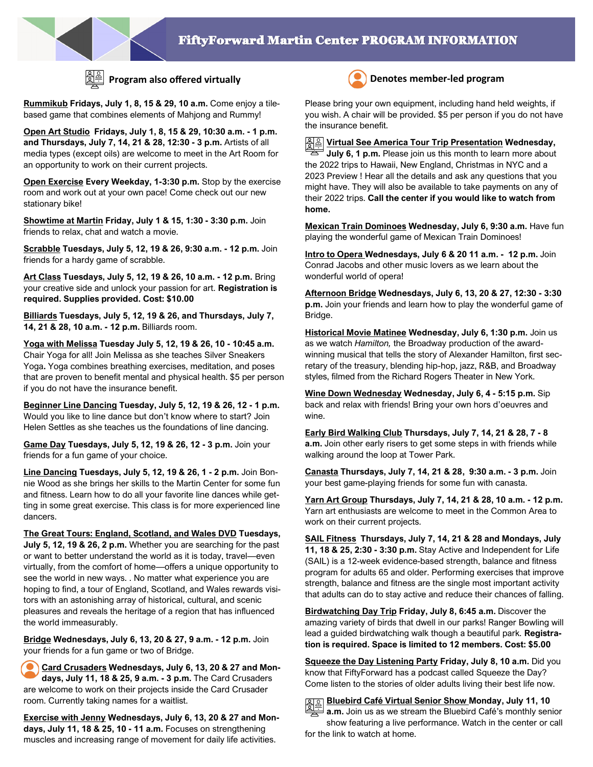# FiftyForward Martin Center PROGRAM INFORMATION

**Program also offered virtually**

**Denotes member-led program**

**Rummikub Fridays, July 1, 8, 15 & 29, 10 a.m.** Come enjoy a tile-based game that combines elements of Mahjong and Rummy!

**Open Art Studio Fridays, July 1, 8, 15 & 29, 10:30 a.m. - 1 p.m. and Thursdays, July 7, 14, 21 & 28, 12:30 - 3 p.m.** Artists of all media types (except oils) are welcome to meet in the Art Room for an opportunity to work on their current projects.

**Open Exercise Every Weekday, 1-3:30 p.m.** Stop by the exercise room and work out at your own pace! Come check out our new stationary bike!

**Showtime at Martin Friday, July 1 & 15, 1:30 - 3:30 p.m.** Join friends to relax, chat and watch a movie.

**Scrabble Tuesdays, July 5, 12, 19 & 26, 9:30 a.m. - 12 p.m.** Join friends for a hardy game of scrabble.

**Art Class Tuesdays, July 5, 12, 19 & 26, 10 a.m. - 12 p.m.** Bring your creative side and unlock your passion for art. **Registration is required. Supplies provided. Cost: $10.00**

**Billiards Tuesdays, July 5, 12, 19 & 26, and Thursdays, July 7, 14, 21 & 28, 10 a.m. - 12 p.m.** Billiards room.

**Yoga with Melissa Tuesday July 5, 12, 19 & 26, 10 - 10:45 a.m.** Chair Yoga for all! Join Melissa as she teaches Silver Sneakers Yoga**.** Yoga combines breathing exercises, meditation, and poses that are proven to benefit mental and physical health. $5 per person if you do not have the insurance benefit.

**Beginner Line Dancing Tuesday, July 5, 12, 19 & 26, 12 - 1 p.m.** Would you like to line dance but don't know where to start? Join Helen Settles as she teaches us the foundations of line dancing.

**Game Day Tuesdays, July 5, 12, 19 & 26, 12 - 3 p.m.** Join your friends for a fun game of your choice.

**Line Dancing Tuesdays, July 5, 12, 19 & 26, 1 - 2 p.m.** Join Bonnie Wood as she brings her skills to the Martin Center for some fun and fitness. Learn how to do all your favorite line dances while getting in some great exercise. This class is for more experienced line dancers.

**The Great Tours: England, Scotland, and Wales DVD Tuesdays, July 5, 12, 19 & 26, 2 p.m.** Whether you are searching for the past or want to better understand the world as it is today, travel—even virtually, from the comfort of home—offers a unique opportunity to see the world in new ways. . No matter what experience you are hoping to find, a tour of England, Scotland, and Wales rewards visitors with an astonishing array of historical, cultural, and scenic pleasures and reveals the heritage of a region that has influenced the world immeasurably.

**Bridge Wednesdays, July 6, 13, 20 & 27, 9 a.m. - 12 p.m.** Join your friends for a fun game or two of Bridge.

**Card Crusaders Wednesdays, July 6, 13, 20 & 27 and Mondays, July 11, 18 & 25, 9 a.m. - 3 p.m.** The Card Crusaders are welcome to work on their projects inside the Card Crusader room. Currently taking names for a waitlist.

**Exercise with Jenny Wednesdays, July 6, 13, 20 & 27 and Mondays, July 11, 18 & 25, 10 - 11 a.m.** Focuses on strengthening muscles and increasing range of movement for daily life activities. Please bring your own equipment, including hand held weights, if you wish. A chair will be provided. $5 per person if you do not have the insurance benefit.

**Virtual See America Tour Trip Presentation Wednesday, July 6, 1 p.m.** Please join us this month to learn more about the 2022 trips to Hawaii, New England, Christmas in NYC and a 2023 Preview ! Hear all the details and ask any questions that you might have. They will also be available to take payments on any of their 2022 trips. **Call the center if you would like to watch from home.**

**Mexican Train Dominoes Wednesday, July 6, 9:30 a.m.** Have fun playing the wonderful game of Mexican Train Dominoes!

**Intro to Opera Wednesdays, July 6 & 20 11 a.m. - 12 p.m.** Join Conrad Jacobs and other music lovers as we learn about the wonderful world of opera!

**Afternoon Bridge Wednesdays, July 6, 13, 20 & 27, 12:30 - 3:30 p.m.** Join your friends and learn how to play the wonderful game of Bridge.

**Historical Movie Matinee Wednesday, July 6, 1:30 p.m.** Join us as we watch *Hamilton,* the Broadway production of the award-winning musical that tells the story of Alexander Hamilton, first secretary of the treasury, blending hip-hop, jazz, R&B, and Broadway styles, filmed from the Richard Rogers Theater in New York.

**Wine Down Wednesday Wednesday, July 6, 4 - 5:15 p.m.** Sip back and relax with friends! Bring your own hors d'oeuvres and wine.

**Early Bird Walking Club Thursdays, July 7, 14, 21 & 28, 7 - 8 a.m.** Join other early risers to get some steps in with friends while walking around the loop at Tower Park.

**Canasta Thursdays, July 7, 14, 21 & 28, 9:30 a.m. - 3 p.m.** Join your best game-playing friends for some fun with canasta.

**Yarn Art Group Thursdays, July 7, 14, 21 & 28, 10 a.m. - 12 p.m.** Yarn art enthusiasts are welcome to meet in the Common Area to work on their current projects.

**SAIL Fitness Thursdays, July 7, 14, 21 & 28 and Mondays, July 11, 18 & 25, 2:30 - 3:30 p.m.** Stay Active and Independent for Life (SAIL) is a 12-week evidence-based strength, balance and fitness program for adults 65 and older. Performing exercises that improve strength, balance and fitness are the single most important activity that adults can do to stay active and reduce their chances of falling.

**Birdwatching Day Trip Friday, July 8, 6:45 a.m.** Discover the amazing variety of birds that dwell in our parks! Ranger Bowling will lead a guided birdwatching walk though a beautiful park. **Registration is required. Space is limited to 12 members. Cost: $5.00**

**Squeeze the Day Listening Party Friday, July 8, 10 a.m.** Did you know that FiftyForward has a podcast called Squeeze the Day? Come listen to the stories of older adults living their best life now.

**Bluebird Café Virtual Senior Show Monday, July 11, 10 a.m.** Join us as we stream the Bluebird Café's monthly senior show featuring a live performance. Watch in the center or call for the link to watch at home.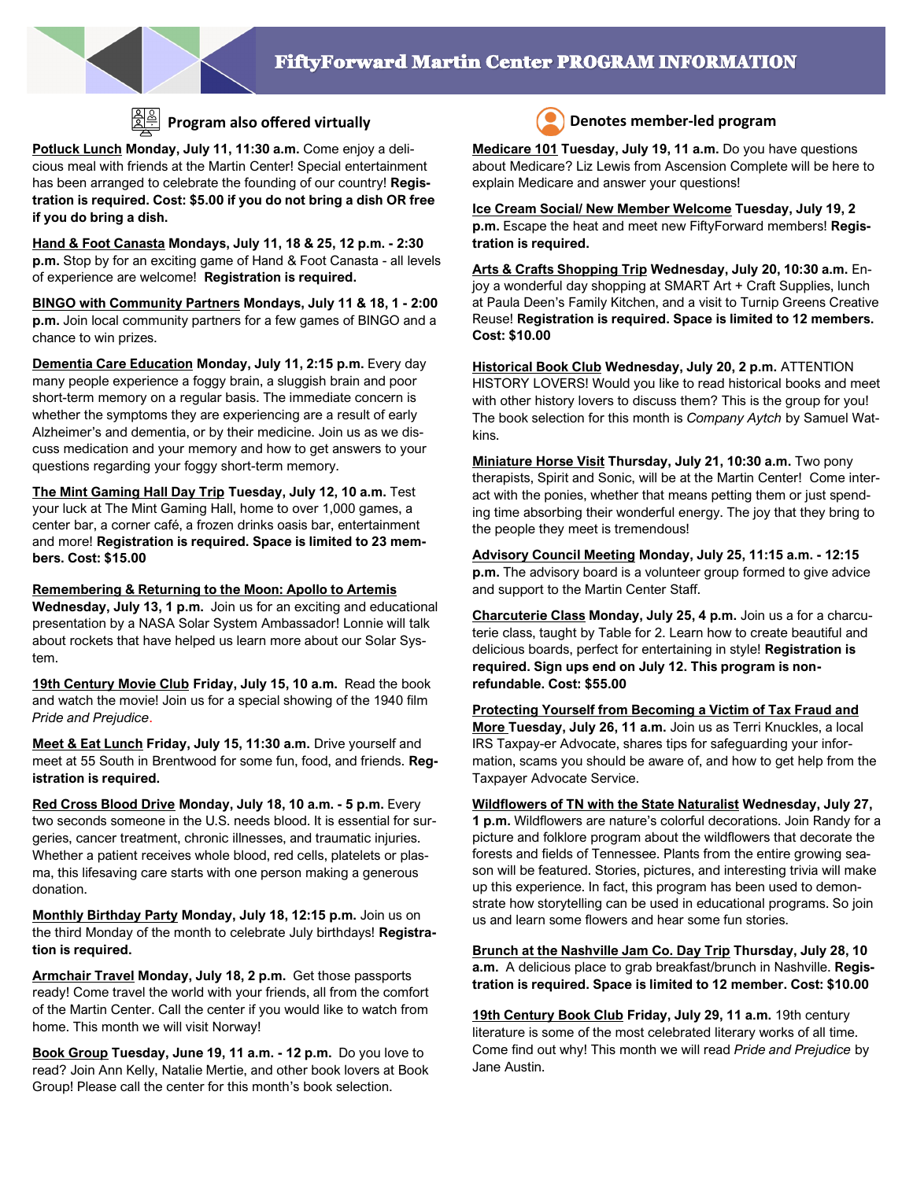# FiftyForward Martin Center PROGRAM INFORMATION

Program also offered virtually

Denotes member-led program

**Potluck Lunch** **Monday, July 11, 11:30 a.m.** Come enjoy a delicious meal with friends at the Martin Center! Special entertainment has been arranged to celebrate the founding of our country! **Registration is required. Cost: $5.00 if you do not bring a dish OR free if you do bring a dish.**

**Hand & Foot Canasta** **Mondays, July 11, 18 & 25, 12 p.m. - 2:30 p.m.** Stop by for an exciting game of Hand & Foot Canasta - all levels of experience are welcome! **Registration is required.**

**BINGO with Community Partners** **Mondays, July 11 & 18, 1 - 2:00 p.m.** Join local community partners for a few games of BINGO and a chance to win prizes.

**Dementia Care Education** **Monday, July 11, 2:15 p.m.** Every day many people experience a foggy brain, a sluggish brain and poor short-term memory on a regular basis. The immediate concern is whether the symptoms they are experiencing are a result of early Alzheimer's and dementia, or by their medicine. Join us as we discuss medication and your memory and how to get answers to your questions regarding your foggy short-term memory.

**The Mint Gaming Hall Day Trip** **Tuesday, July 12, 10 a.m.** Test your luck at The Mint Gaming Hall, home to over 1,000 games, a center bar, a corner café, a frozen drinks oasis bar, entertainment and more! **Registration is required. Space is limited to 23 members. Cost: $15.00**

**Remembering & Returning to the Moon: Apollo to Artemis** **Wednesday, July 13, 1 p.m.** Join us for an exciting and educational presentation by a NASA Solar System Ambassador! Lonnie will talk about rockets that have helped us learn more about our Solar System.

**19th Century Movie Club** **Friday, July 15, 10 a.m.** Read the book and watch the movie! Join us for a special showing of the 1940 film *Pride and Prejudice*.

**Meet & Eat Lunch** **Friday, July 15, 11:30 a.m.** Drive yourself and meet at 55 South in Brentwood for some fun, food, and friends. **Registration is required.**

**Red Cross Blood Drive** **Monday, July 18, 10 a.m. - 5 p.m.** Every two seconds someone in the U.S. needs blood. It is essential for surgeries, cancer treatment, chronic illnesses, and traumatic injuries. Whether a patient receives whole blood, red cells, platelets or plasma, this lifesaving care starts with one person making a generous donation.

**Monthly Birthday Party** **Monday, July 18, 12:15 p.m.** Join us on the third Monday of the month to celebrate July birthdays! **Registration is required.**

**Armchair Travel** **Monday, July 18, 2 p.m.** Get those passports ready! Come travel the world with your friends, all from the comfort of the Martin Center. Call the center if you would like to watch from home. This month we will visit Norway!

**Book Group** **Tuesday, June 19, 11 a.m. - 12 p.m.** Do you love to read? Join Ann Kelly, Natalie Mertie, and other book lovers at Book Group! Please call the center for this month's book selection.

**Medicare 101** **Tuesday, July 19, 11 a.m.** Do you have questions about Medicare? Liz Lewis from Ascension Complete will be here to explain Medicare and answer your questions!

**Ice Cream Social/ New Member Welcome** **Tuesday, July 19, 2 p.m.** Escape the heat and meet new FiftyForward members! **Registration is required.**

**Arts & Crafts Shopping Trip** **Wednesday, July 20, 10:30 a.m.** Enjoy a wonderful day shopping at SMART Art + Craft Supplies, lunch at Paula Deen's Family Kitchen, and a visit to Turnip Greens Creative Reuse! **Registration is required. Space is limited to 12 members. Cost: $10.00**

**Historical Book Club** **Wednesday, July 20, 2 p.m.** ATTENTION HISTORY LOVERS! Would you like to read historical books and meet with other history lovers to discuss them? This is the group for you! The book selection for this month is *Company Aytch* by Samuel Watkins.

**Miniature Horse Visit** **Thursday, July 21, 10:30 a.m.** Two pony therapists, Spirit and Sonic, will be at the Martin Center! Come interact with the ponies, whether that means petting them or just spending time absorbing their wonderful energy. The joy that they bring to the people they meet is tremendous!

**Advisory Council Meeting** **Monday, July 25, 11:15 a.m. - 12:15 p.m.** The advisory board is a volunteer group formed to give advice and support to the Martin Center Staff.

**Charcuterie Class** **Monday, July 25, 4 p.m.** Join us a for a charcuterie class, taught by Table for 2. Learn how to create beautiful and delicious boards, perfect for entertaining in style! **Registration is required. Sign ups end on July 12. This program is non-refundable. Cost: $55.00**

**Protecting Yourself from Becoming a Victim of Tax Fraud and More** **Tuesday, July 26, 11 a.m.** Join us as Terri Knuckles, a local IRS Taxpay-er Advocate, shares tips for safeguarding your information, scams you should be aware of, and how to get help from the Taxpayer Advocate Service.

**Wildflowers of TN with the State Naturalist** **Wednesday, July 27, 1 p.m.** Wildflowers are nature's colorful decorations. Join Randy for a picture and folklore program about the wildflowers that decorate the forests and fields of Tennessee. Plants from the entire growing season will be featured. Stories, pictures, and interesting trivia will make up this experience. In fact, this program has been used to demonstrate how storytelling can be used in educational programs. So join us and learn some flowers and hear some fun stories.

**Brunch at the Nashville Jam Co. Day Trip** **Thursday, July 28, 10 a.m.** A delicious place to grab breakfast/brunch in Nashville. **Registration is required. Space is limited to 12 member. Cost: $10.00**

**19th Century Book Club** **Friday, July 29, 11 a.m.** 19th century literature is some of the most celebrated literary works of all time. Come find out why! This month we will read *Pride and Prejudice* by Jane Austin.